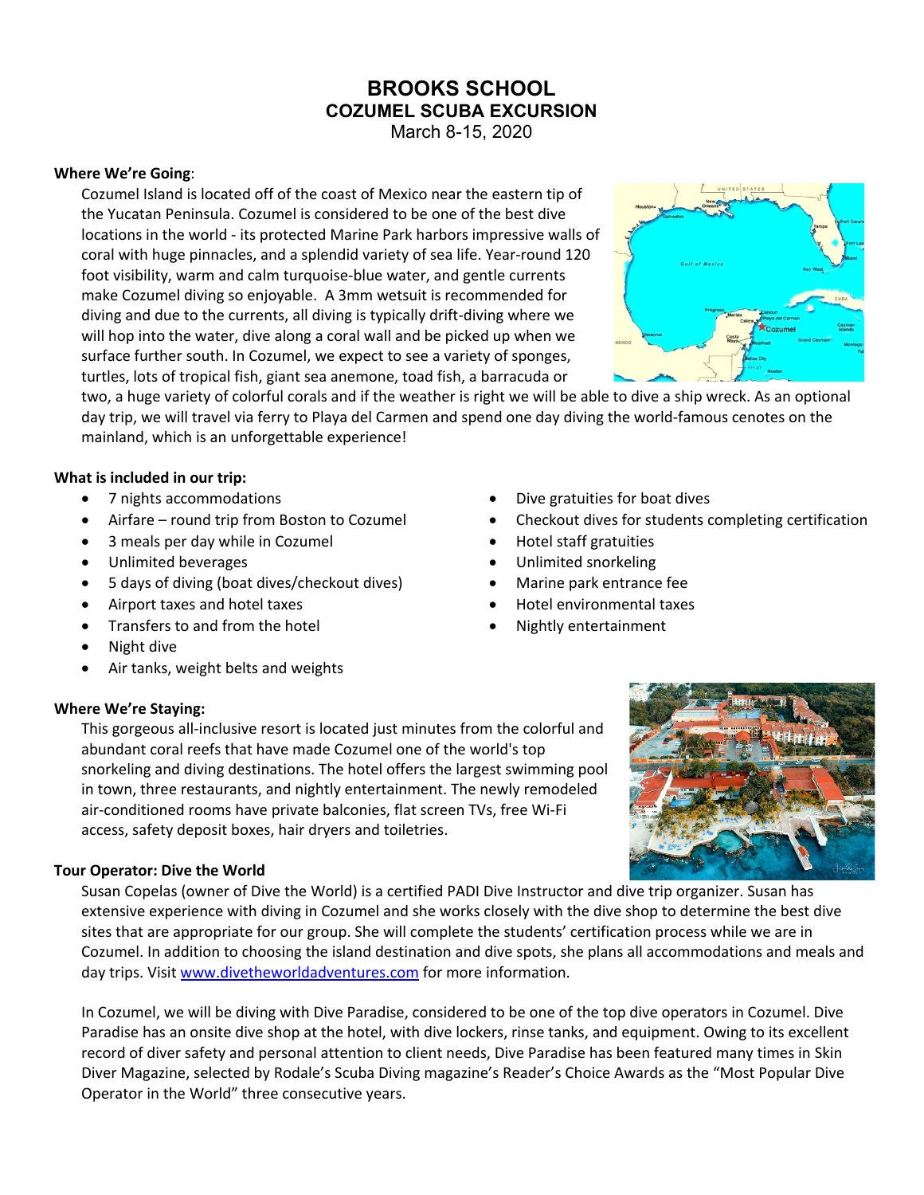# BROOKS SCHOOL
## COZUMEL SCUBA EXCURSION
March 8-15, 2020

**Where We're Going**:

Cozumel Island is located off of the coast of Mexico near the eastern tip of the Yucatan Peninsula. Cozumel is considered to be one of the best dive locations in the world - its protected Marine Park harbors impressive walls of coral with huge pinnacles, and a splendid variety of sea life. Year-round 120 foot visibility, warm and calm turquoise-blue water, and gentle currents make Cozumel diving so enjoyable. A 3mm wetsuit is recommended for diving and due to the currents, all diving is typically drift-diving where we will hop into the water, dive along a coral wall and be picked up when we surface further south. In Cozumel, we expect to see a variety of sponges, turtles, lots of tropical fish, giant sea anemone, toad fish, a barracuda or two, a huge variety of colorful corals and if the weather is right we will be able to dive a ship wreck. As an optional day trip, we will travel via ferry to Playa del Carmen and spend one day diving the world-famous cenotes on the mainland, which is an unforgettable experience!

**What is included in our trip:**

- 7 nights accommodations
- Airfare – round trip from Boston to Cozumel
- 3 meals per day while in Cozumel
- Unlimited beverages
- 5 days of diving (boat dives/checkout dives)
- Airport taxes and hotel taxes
- Transfers to and from the hotel
- Night dive
- Air tanks, weight belts and weights
- Dive gratuities for boat dives
- Checkout dives for students completing certification
- Hotel staff gratuities
- Unlimited snorkeling
- Marine park entrance fee
- Hotel environmental taxes
- Nightly entertainment

**Where We're Staying:**

This gorgeous all-inclusive resort is located just minutes from the colorful and abundant coral reefs that have made Cozumel one of the world's top snorkeling and diving destinations. The hotel offers the largest swimming pool in town, three restaurants, and nightly entertainment. The newly remodeled air-conditioned rooms have private balconies, flat screen TVs, free Wi-Fi access, safety deposit boxes, hair dryers and toiletries.

**Tour Operator: Dive the World**

Susan Copelas (owner of Dive the World) is a certified PADI Dive Instructor and dive trip organizer. Susan has extensive experience with diving in Cozumel and she works closely with the dive shop to determine the best dive sites that are appropriate for our group. She will complete the students' certification process while we are in Cozumel. In addition to choosing the island destination and dive spots, she plans all accommodations and meals and day trips. Visit www.divetheworldadventures.com for more information.

In Cozumel, we will be diving with Dive Paradise, considered to be one of the top dive operators in Cozumel. Dive Paradise has an onsite dive shop at the hotel, with dive lockers, rinse tanks, and equipment. Owing to its excellent record of diver safety and personal attention to client needs, Dive Paradise has been featured many times in Skin Diver Magazine, selected by Rodale's Scuba Diving magazine's Reader's Choice Awards as the "Most Popular Dive Operator in the World" three consecutive years.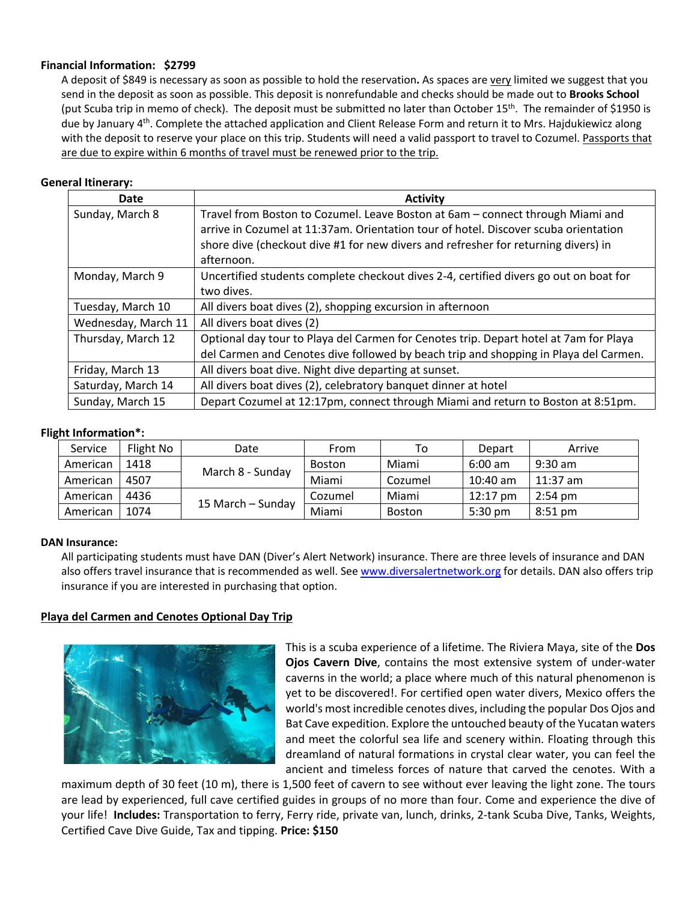**Financial Information: $2799**

A deposit of $849 is necessary as soon as possible to hold the reservation**.** As spaces are very limited we suggest that you send in the deposit as soon as possible. This deposit is nonrefundable and checks should be made out to **Brooks School** (put Scuba trip in memo of check). The deposit must be submitted no later than October 15th. The remainder of $1950 is due by January 4th. Complete the attached application and Client Release Form and return it to Mrs. Hajdukiewicz along with the deposit to reserve your place on this trip. Students will need a valid passport to travel to Cozumel. Passports that are due to expire within 6 months of travel must be renewed prior to the trip.

**General Itinerary:**

| Date | Activity |
|---|---|
| Sunday, March 8 | Travel from Boston to Cozumel. Leave Boston at 6am – connect through Miami and arrive in Cozumel at 11:37am. Orientation tour of hotel. Discover scuba orientation shore dive (checkout dive #1 for new divers and refresher for returning divers) in afternoon. |
| Monday, March 9 | Uncertified students complete checkout dives 2-4, certified divers go out on boat for two dives. |
| Tuesday, March 10 | All divers boat dives (2), shopping excursion in afternoon |
| Wednesday, March 11 | All divers boat dives (2) |
| Thursday, March 12 | Optional day tour to Playa del Carmen for Cenotes trip. Depart hotel at 7am for Playa del Carmen and Cenotes dive followed by beach trip and shopping in Playa del Carmen. |
| Friday, March 13 | All divers boat dive. Night dive departing at sunset. |
| Saturday, March 14 | All divers boat dives (2), celebratory banquet dinner at hotel |
| Sunday, March 15 | Depart Cozumel at 12:17pm, connect through Miami and return to Boston at 8:51pm. |

**Flight Information*:**

| Service | Flight No | Date | From | To | Depart | Arrive |
|---|---|---|---|---|---|---|
| American | 1418 | March 8 - Sunday | Boston | Miami | 6:00 am | 9:30 am |
| American | 4507 | | Miami | Cozumel | 10:40 am | 11:37 am |
| American | 4436 | 15 March – Sunday | Cozumel | Miami | 12:17 pm | 2:54 pm |
| American | 1074 | | Miami | Boston | 5:30 pm | 8:51 pm |

**DAN Insurance:**

All participating students must have DAN (Diver's Alert Network) insurance. There are three levels of insurance and DAN also offers travel insurance that is recommended as well. See www.diversalertnetwork.org for details. DAN also offers trip insurance if you are interested in purchasing that option.

**Playa del Carmen and Cenotes Optional Day Trip**

This is a scuba experience of a lifetime. The Riviera Maya, site of the **Dos Ojos Cavern Dive**, contains the most extensive system of under-water caverns in the world; a place where much of this natural phenomenon is yet to be discovered!. For certified open water divers, Mexico offers the world's most incredible cenotes dives, including the popular Dos Ojos and Bat Cave expedition. Explore the untouched beauty of the Yucatan waters and meet the colorful sea life and scenery within. Floating through this dreamland of natural formations in crystal clear water, you can feel the ancient and timeless forces of nature that carved the cenotes. With a maximum depth of 30 feet (10 m), there is 1,500 feet of cavern to see without ever leaving the light zone. The tours are lead by experienced, full cave certified guides in groups of no more than four. Come and experience the dive of your life! **Includes:** Transportation to ferry, Ferry ride, private van, lunch, drinks, 2-tank Scuba Dive, Tanks, Weights, Certified Cave Dive Guide, Tax and tipping. **Price: $150**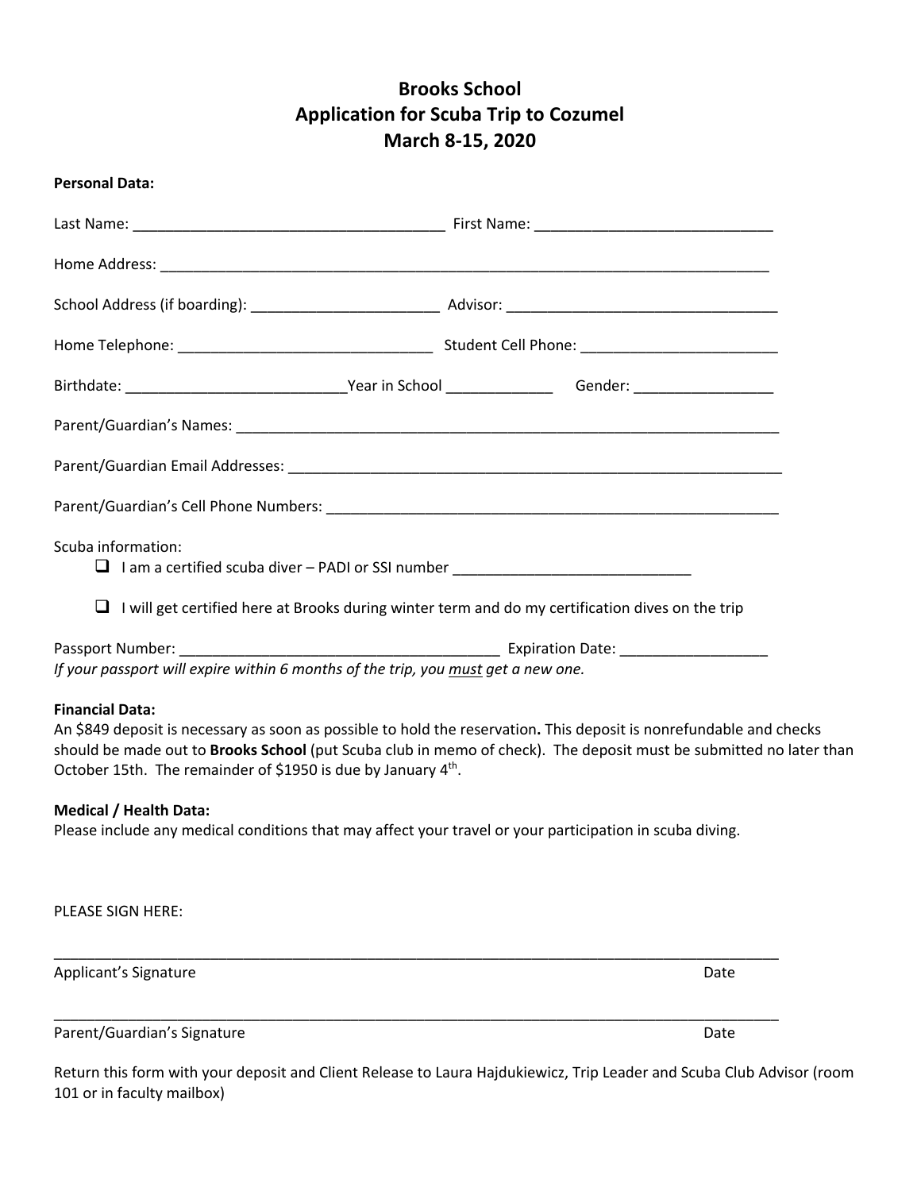# Brooks School
# Application for Scuba Trip to Cozumel
# March 8-15, 2020

**Personal Data:**

Last Name: ______________________________________ First Name: _____________________________

Home Address: ____________________________________________________________________________

School Address (if boarding): _______________________ Advisor: _________________________________

Home Telephone: ______________________________ Student Cell Phone: ________________________

Birthdate: __________________________Year in School _____________ Gender: _________________

Parent/Guardian's Names: __________________________________________________________________

Parent/Guardian Email Addresses: ____________________________________________________________

Parent/Guardian's Cell Phone Numbers: _______________________________________________________

Scuba information:

- ❑ I am a certified scuba diver – PADI or SSI number _____________________________
- ❑ I will get certified here at Brooks during winter term and do my certification dives on the trip

Passport Number: _______________________________________ Expiration Date: __________________

*If your passport will expire within 6 months of the trip, you <u>must</u> get a new one.*

**Financial Data:**

An $849 deposit is necessary as soon as possible to hold the reservation**.** This deposit is nonrefundable and checks should be made out to **Brooks School** (put Scuba club in memo of check). The deposit must be submitted no later than October 15th. The remainder of $1950 is due by January 4th.

**Medical / Health Data:**

Please include any medical conditions that may affect your travel or your participation in scuba diving.

PLEASE SIGN HERE:

_____________________________________________________________________________________

Applicant's Signature                                                                                                      Date

_____________________________________________________________________________________

Parent/Guardian's Signature                                                                                              Date

Return this form with your deposit and Client Release to Laura Hajdukiewicz, Trip Leader and Scuba Club Advisor (room 101 or in faculty mailbox)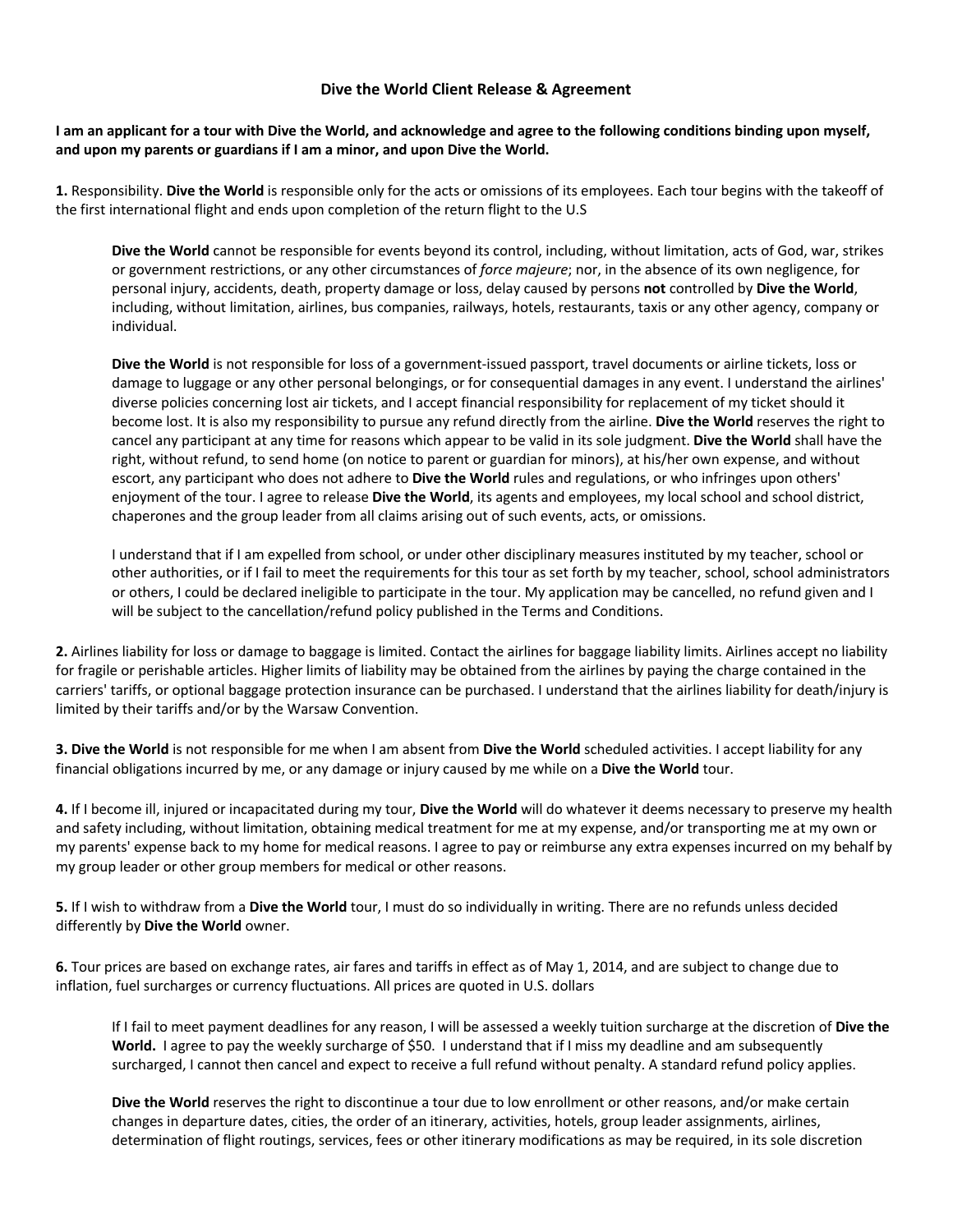# Dive the World Client Release & Agreement

**I am an applicant for a tour with Dive the World, and acknowledge and agree to the following conditions binding upon myself, and upon my parents or guardians if I am a minor, and upon Dive the World.**

**1.** Responsibility. **Dive the World** is responsible only for the acts or omissions of its employees. Each tour begins with the takeoff of the first international flight and ends upon completion of the return flight to the U.S

> **Dive the World** cannot be responsible for events beyond its control, including, without limitation, acts of God, war, strikes or government restrictions, or any other circumstances of *force majeure*; nor, in the absence of its own negligence, for personal injury, accidents, death, property damage or loss, delay caused by persons **not** controlled by **Dive the World**, including, without limitation, airlines, bus companies, railways, hotels, restaurants, taxis or any other agency, company or individual.
>
> **Dive the World** is not responsible for loss of a government-issued passport, travel documents or airline tickets, loss or damage to luggage or any other personal belongings, or for consequential damages in any event. I understand the airlines' diverse policies concerning lost air tickets, and I accept financial responsibility for replacement of my ticket should it become lost. It is also my responsibility to pursue any refund directly from the airline. **Dive the World** reserves the right to cancel any participant at any time for reasons which appear to be valid in its sole judgment. **Dive the World** shall have the right, without refund, to send home (on notice to parent or guardian for minors), at his/her own expense, and without escort, any participant who does not adhere to **Dive the World** rules and regulations, or who infringes upon others' enjoyment of the tour. I agree to release **Dive the World**, its agents and employees, my local school and school district, chaperones and the group leader from all claims arising out of such events, acts, or omissions.
>
> I understand that if I am expelled from school, or under other disciplinary measures instituted by my teacher, school or other authorities, or if I fail to meet the requirements for this tour as set forth by my teacher, school, school administrators or others, I could be declared ineligible to participate in the tour. My application may be cancelled, no refund given and I will be subject to the cancellation/refund policy published in the Terms and Conditions.

**2.** Airlines liability for loss or damage to baggage is limited. Contact the airlines for baggage liability limits. Airlines accept no liability for fragile or perishable articles. Higher limits of liability may be obtained from the airlines by paying the charge contained in the carriers' tariffs, or optional baggage protection insurance can be purchased. I understand that the airlines liability for death/injury is limited by their tariffs and/or by the Warsaw Convention.

**3. Dive the World** is not responsible for me when I am absent from **Dive the World** scheduled activities. I accept liability for any financial obligations incurred by me, or any damage or injury caused by me while on a **Dive the World** tour.

**4.** If I become ill, injured or incapacitated during my tour, **Dive the World** will do whatever it deems necessary to preserve my health and safety including, without limitation, obtaining medical treatment for me at my expense, and/or transporting me at my own or my parents' expense back to my home for medical reasons. I agree to pay or reimburse any extra expenses incurred on my behalf by my group leader or other group members for medical or other reasons.

**5.** If I wish to withdraw from a **Dive the World** tour, I must do so individually in writing. There are no refunds unless decided differently by **Dive the World** owner.

**6.** Tour prices are based on exchange rates, air fares and tariffs in effect as of May 1, 2014, and are subject to change due to inflation, fuel surcharges or currency fluctuations. All prices are quoted in U.S. dollars

> If I fail to meet payment deadlines for any reason, I will be assessed a weekly tuition surcharge at the discretion of **Dive the World.** I agree to pay the weekly surcharge of $50. I understand that if I miss my deadline and am subsequently surcharged, I cannot then cancel and expect to receive a full refund without penalty. A standard refund policy applies.
>
> **Dive the World** reserves the right to discontinue a tour due to low enrollment or other reasons, and/or make certain changes in departure dates, cities, the order of an itinerary, activities, hotels, group leader assignments, airlines, determination of flight routings, services, fees or other itinerary modifications as may be required, in its sole discretion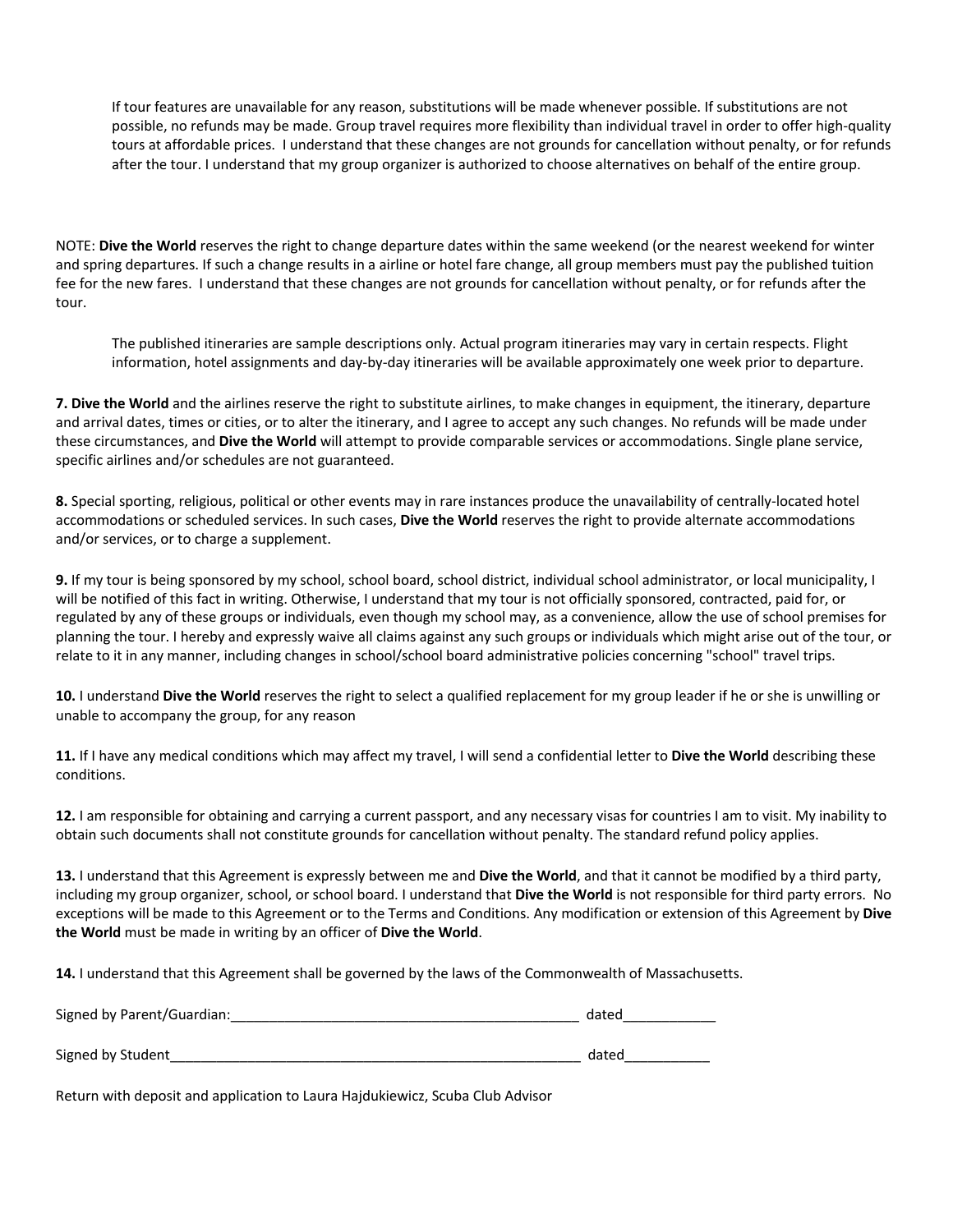If tour features are unavailable for any reason, substitutions will be made whenever possible. If substitutions are not possible, no refunds may be made. Group travel requires more flexibility than individual travel in order to offer high-quality tours at affordable prices. I understand that these changes are not grounds for cancellation without penalty, or for refunds after the tour. I understand that my group organizer is authorized to choose alternatives on behalf of the entire group.

NOTE: **Dive the World** reserves the right to change departure dates within the same weekend (or the nearest weekend for winter and spring departures. If such a change results in a airline or hotel fare change, all group members must pay the published tuition fee for the new fares. I understand that these changes are not grounds for cancellation without penalty, or for refunds after the tour.

The published itineraries are sample descriptions only. Actual program itineraries may vary in certain respects. Flight information, hotel assignments and day-by-day itineraries will be available approximately one week prior to departure.

**7. Dive the World** and the airlines reserve the right to substitute airlines, to make changes in equipment, the itinerary, departure and arrival dates, times or cities, or to alter the itinerary, and I agree to accept any such changes. No refunds will be made under these circumstances, and **Dive the World** will attempt to provide comparable services or accommodations. Single plane service, specific airlines and/or schedules are not guaranteed.

**8.** Special sporting, religious, political or other events may in rare instances produce the unavailability of centrally-located hotel accommodations or scheduled services. In such cases, **Dive the World** reserves the right to provide alternate accommodations and/or services, or to charge a supplement.

**9.** If my tour is being sponsored by my school, school board, school district, individual school administrator, or local municipality, I will be notified of this fact in writing. Otherwise, I understand that my tour is not officially sponsored, contracted, paid for, or regulated by any of these groups or individuals, even though my school may, as a convenience, allow the use of school premises for planning the tour. I hereby and expressly waive all claims against any such groups or individuals which might arise out of the tour, or relate to it in any manner, including changes in school/school board administrative policies concerning "school" travel trips.

**10.** I understand **Dive the World** reserves the right to select a qualified replacement for my group leader if he or she is unwilling or unable to accompany the group, for any reason

**11.** If I have any medical conditions which may affect my travel, I will send a confidential letter to **Dive the World** describing these conditions.

**12.** I am responsible for obtaining and carrying a current passport, and any necessary visas for countries I am to visit. My inability to obtain such documents shall not constitute grounds for cancellation without penalty. The standard refund policy applies.

**13.** I understand that this Agreement is expressly between me and **Dive the World**, and that it cannot be modified by a third party, including my group organizer, school, or school board. I understand that **Dive the World** is not responsible for third party errors. No exceptions will be made to this Agreement or to the Terms and Conditions. Any modification or extension of this Agreement by **Dive the World** must be made in writing by an officer of **Dive the World**.

**14.** I understand that this Agreement shall be governed by the laws of the Commonwealth of Massachusetts.

Signed by Parent/Guardian:_____________________________________________ dated____________

Signed by Student______________________________________________________ dated___________

Return with deposit and application to Laura Hajdukiewicz, Scuba Club Advisor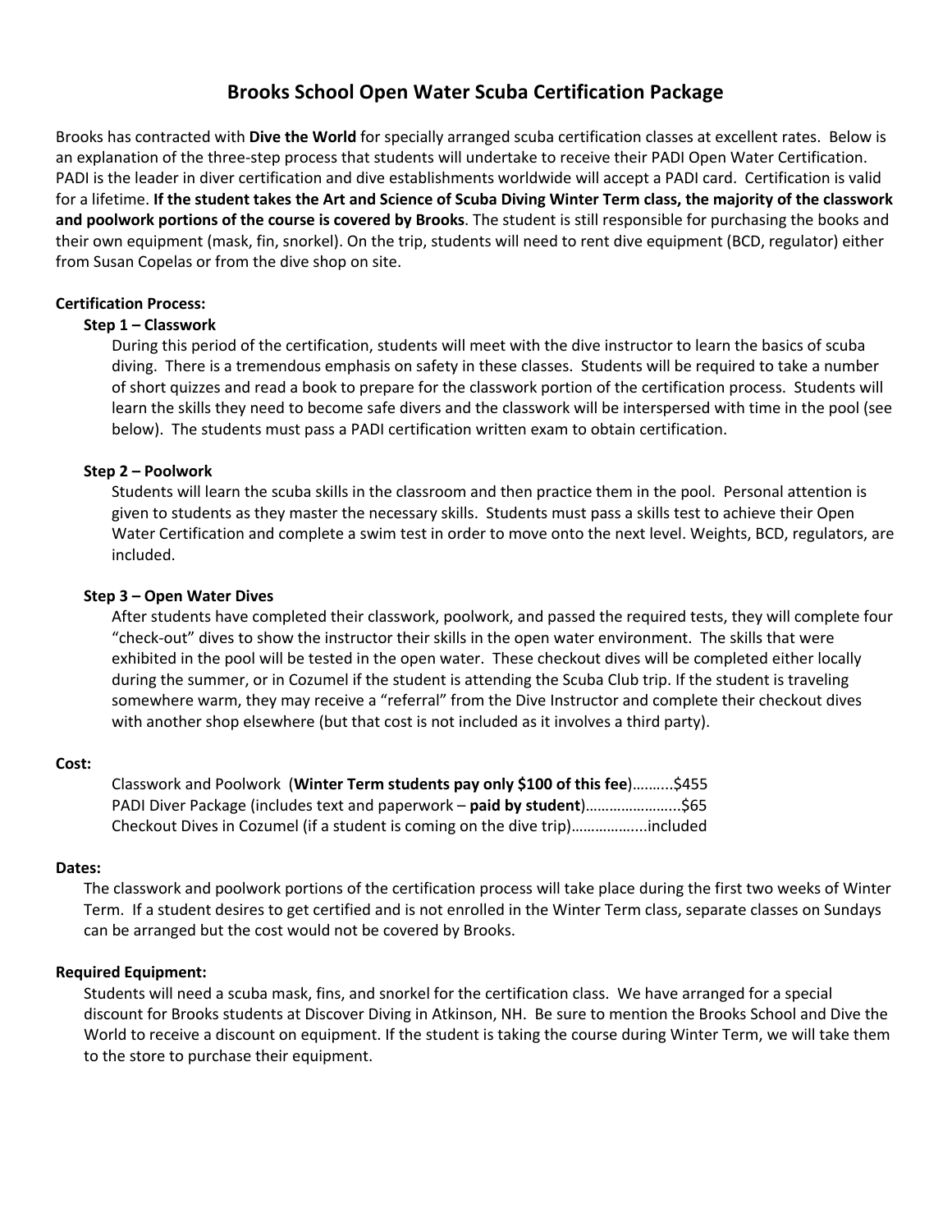# Brooks School Open Water Scuba Certification Package

Brooks has contracted with **Dive the World** for specially arranged scuba certification classes at excellent rates. Below is an explanation of the three-step process that students will undertake to receive their PADI Open Water Certification. PADI is the leader in diver certification and dive establishments worldwide will accept a PADI card. Certification is valid for a lifetime. **If the student takes the Art and Science of Scuba Diving Winter Term class, the majority of the classwork and poolwork portions of the course is covered by Brooks**. The student is still responsible for purchasing the books and their own equipment (mask, fin, snorkel). On the trip, students will need to rent dive equipment (BCD, regulator) either from Susan Copelas or from the dive shop on site.

**Certification Process:**

**Step 1 – Classwork**

During this period of the certification, students will meet with the dive instructor to learn the basics of scuba diving. There is a tremendous emphasis on safety in these classes. Students will be required to take a number of short quizzes and read a book to prepare for the classwork portion of the certification process. Students will learn the skills they need to become safe divers and the classwork will be interspersed with time in the pool (see below). The students must pass a PADI certification written exam to obtain certification.

**Step 2 – Poolwork**

Students will learn the scuba skills in the classroom and then practice them in the pool. Personal attention is given to students as they master the necessary skills. Students must pass a skills test to achieve their Open Water Certification and complete a swim test in order to move onto the next level. Weights, BCD, regulators, are included.

**Step 3 – Open Water Dives**

After students have completed their classwork, poolwork, and passed the required tests, they will complete four "check-out" dives to show the instructor their skills in the open water environment. The skills that were exhibited in the pool will be tested in the open water. These checkout dives will be completed either locally during the summer, or in Cozumel if the student is attending the Scuba Club trip. If the student is traveling somewhere warm, they may receive a "referral" from the Dive Instructor and complete their checkout dives with another shop elsewhere (but that cost is not included as it involves a third party).

**Cost:**

Classwork and Poolwork (**Winter Term students pay only $100 of this fee**)……....$455
PADI Diver Package (includes text and paperwork – **paid by student**)…………………..$65
Checkout Dives in Cozumel (if a student is coming on the dive trip)……………...included

**Dates:**

The classwork and poolwork portions of the certification process will take place during the first two weeks of Winter Term. If a student desires to get certified and is not enrolled in the Winter Term class, separate classes on Sundays can be arranged but the cost would not be covered by Brooks.

**Required Equipment:**

Students will need a scuba mask, fins, and snorkel for the certification class. We have arranged for a special discount for Brooks students at Discover Diving in Atkinson, NH. Be sure to mention the Brooks School and Dive the World to receive a discount on equipment. If the student is taking the course during Winter Term, we will take them to the store to purchase their equipment.